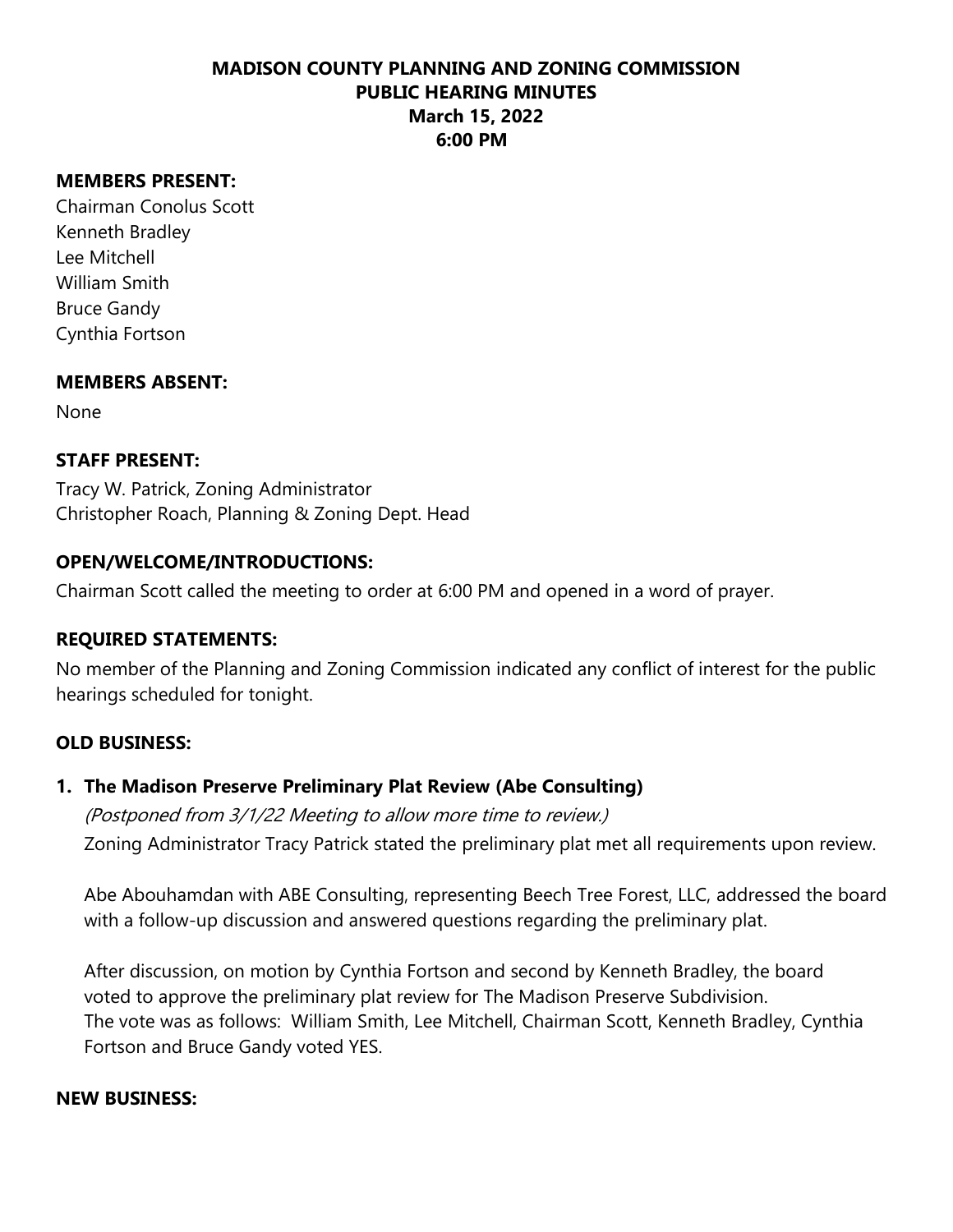# MADISON COUNTY PLANNING AND ZONING COMMISSION
## PUBLIC HEARING MINUTES
### March 15, 2022
### 6:00 PM

**MEMBERS PRESENT:**
Chairman Conolus Scott
Kenneth Bradley
Lee Mitchell
William Smith
Bruce Gandy
Cynthia Fortson

**MEMBERS ABSENT:**
None

**STAFF PRESENT:**
Tracy W. Patrick, Zoning Administrator
Christopher Roach, Planning & Zoning Dept. Head

**OPEN/WELCOME/INTRODUCTIONS:**
Chairman Scott called the meeting to order at 6:00 PM and opened in a word of prayer.

**REQUIRED STATEMENTS:**
No member of the Planning and Zoning Commission indicated any conflict of interest for the public hearings scheduled for tonight.

**OLD BUSINESS:**

1. **The Madison Preserve Preliminary Plat Review (Abe Consulting)**

   *(Postponed from 3/1/22 Meeting to allow more time to review.)*
   Zoning Administrator Tracy Patrick stated the preliminary plat met all requirements upon review.

   Abe Abouhamdan with ABE Consulting, representing Beech Tree Forest, LLC, addressed the board with a follow-up discussion and answered questions regarding the preliminary plat.

   After discussion, on motion by Cynthia Fortson and second by Kenneth Bradley, the board voted to approve the preliminary plat review for The Madison Preserve Subdivision.
   The vote was as follows: William Smith, Lee Mitchell, Chairman Scott, Kenneth Bradley, Cynthia Fortson and Bruce Gandy voted YES.

**NEW BUSINESS:**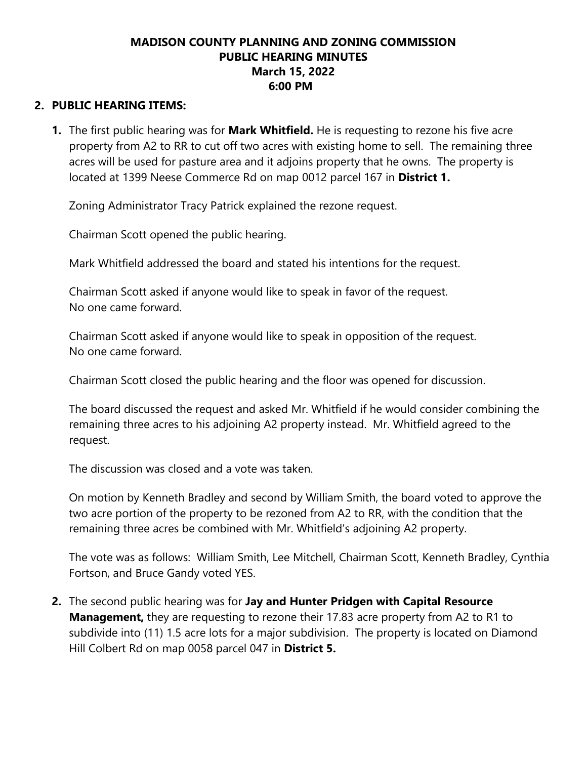**MADISON COUNTY PLANNING AND ZONING COMMISSION**
**PUBLIC HEARING MINUTES**
**March 15, 2022**
**6:00 PM**

## 2. PUBLIC HEARING ITEMS:

**1.** The first public hearing was for **Mark Whitfield.** He is requesting to rezone his five acre property from A2 to RR to cut off two acres with existing home to sell. The remaining three acres will be used for pasture area and it adjoins property that he owns. The property is located at 1399 Neese Commerce Rd on map 0012 parcel 167 in **District 1.**

Zoning Administrator Tracy Patrick explained the rezone request.

Chairman Scott opened the public hearing.

Mark Whitfield addressed the board and stated his intentions for the request.

Chairman Scott asked if anyone would like to speak in favor of the request.
No one came forward.

Chairman Scott asked if anyone would like to speak in opposition of the request.
No one came forward.

Chairman Scott closed the public hearing and the floor was opened for discussion.

The board discussed the request and asked Mr. Whitfield if he would consider combining the remaining three acres to his adjoining A2 property instead. Mr. Whitfield agreed to the request.

The discussion was closed and a vote was taken.

On motion by Kenneth Bradley and second by William Smith, the board voted to approve the two acre portion of the property to be rezoned from A2 to RR, with the condition that the remaining three acres be combined with Mr. Whitfield's adjoining A2 property.

The vote was as follows: William Smith, Lee Mitchell, Chairman Scott, Kenneth Bradley, Cynthia Fortson, and Bruce Gandy voted YES.

**2.** The second public hearing was for **Jay and Hunter Pridgen with Capital Resource Management,** they are requesting to rezone their 17.83 acre property from A2 to R1 to subdivide into (11) 1.5 acre lots for a major subdivision. The property is located on Diamond Hill Colbert Rd on map 0058 parcel 047 in **District 5.**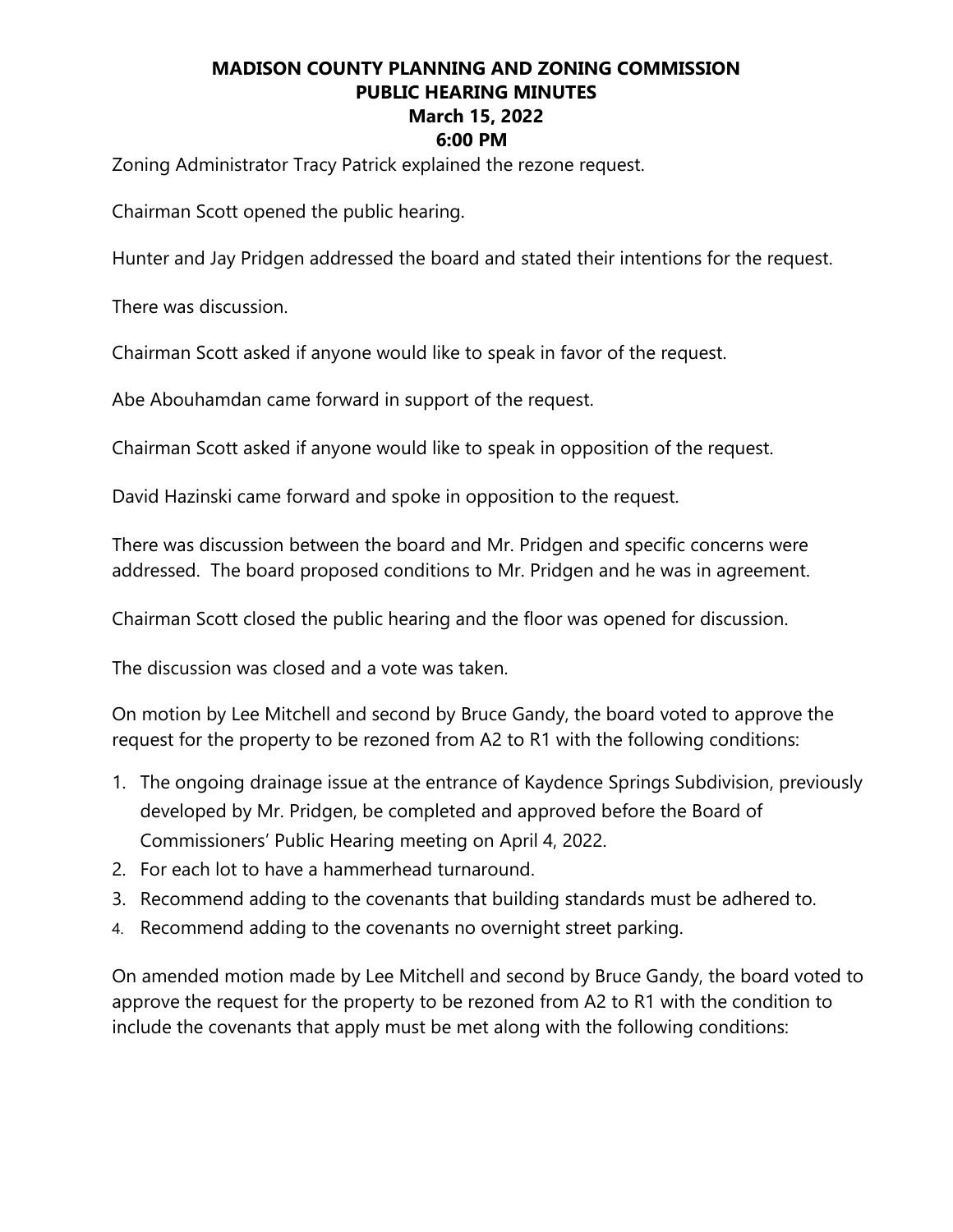# MADISON COUNTY PLANNING AND ZONING COMMISSION
## PUBLIC HEARING MINUTES
### March 15, 2022
### 6:00 PM

Zoning Administrator Tracy Patrick explained the rezone request.

Chairman Scott opened the public hearing.

Hunter and Jay Pridgen addressed the board and stated their intentions for the request.

There was discussion.

Chairman Scott asked if anyone would like to speak in favor of the request.

Abe Abouhamdan came forward in support of the request.

Chairman Scott asked if anyone would like to speak in opposition of the request.

David Hazinski came forward and spoke in opposition to the request.

There was discussion between the board and Mr. Pridgen and specific concerns were addressed. The board proposed conditions to Mr. Pridgen and he was in agreement.

Chairman Scott closed the public hearing and the floor was opened for discussion.

The discussion was closed and a vote was taken.

On motion by Lee Mitchell and second by Bruce Gandy, the board voted to approve the request for the property to be rezoned from A2 to R1 with the following conditions:

1. The ongoing drainage issue at the entrance of Kaydence Springs Subdivision, previously developed by Mr. Pridgen, be completed and approved before the Board of Commissioners' Public Hearing meeting on April 4, 2022.
2. For each lot to have a hammerhead turnaround.
3. Recommend adding to the covenants that building standards must be adhered to.
4. Recommend adding to the covenants no overnight street parking.

On amended motion made by Lee Mitchell and second by Bruce Gandy, the board voted to approve the request for the property to be rezoned from A2 to R1 with the condition to include the covenants that apply must be met along with the following conditions: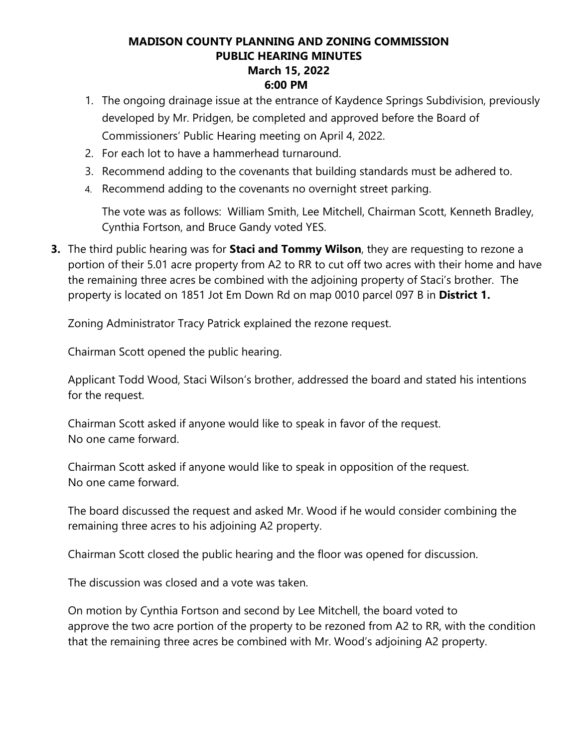**MADISON COUNTY PLANNING AND ZONING COMMISSION**
**PUBLIC HEARING MINUTES**
**March 15, 2022**
**6:00 PM**

1. The ongoing drainage issue at the entrance of Kaydence Springs Subdivision, previously developed by Mr. Pridgen, be completed and approved before the Board of Commissioners' Public Hearing meeting on April 4, 2022.
2. For each lot to have a hammerhead turnaround.
3. Recommend adding to the covenants that building standards must be adhered to.
4. Recommend adding to the covenants no overnight street parking.

   The vote was as follows: William Smith, Lee Mitchell, Chairman Scott, Kenneth Bradley, Cynthia Fortson, and Bruce Gandy voted YES.

**3.** The third public hearing was for **Staci and Tommy Wilson**, they are requesting to rezone a portion of their 5.01 acre property from A2 to RR to cut off two acres with their home and have the remaining three acres be combined with the adjoining property of Staci's brother. The property is located on 1851 Jot Em Down Rd on map 0010 parcel 097 B in **District 1.**

Zoning Administrator Tracy Patrick explained the rezone request.

Chairman Scott opened the public hearing.

Applicant Todd Wood, Staci Wilson's brother, addressed the board and stated his intentions for the request.

Chairman Scott asked if anyone would like to speak in favor of the request.
No one came forward.

Chairman Scott asked if anyone would like to speak in opposition of the request.
No one came forward.

The board discussed the request and asked Mr. Wood if he would consider combining the remaining three acres to his adjoining A2 property.

Chairman Scott closed the public hearing and the floor was opened for discussion.

The discussion was closed and a vote was taken.

On motion by Cynthia Fortson and second by Lee Mitchell, the board voted to approve the two acre portion of the property to be rezoned from A2 to RR, with the condition that the remaining three acres be combined with Mr. Wood's adjoining A2 property.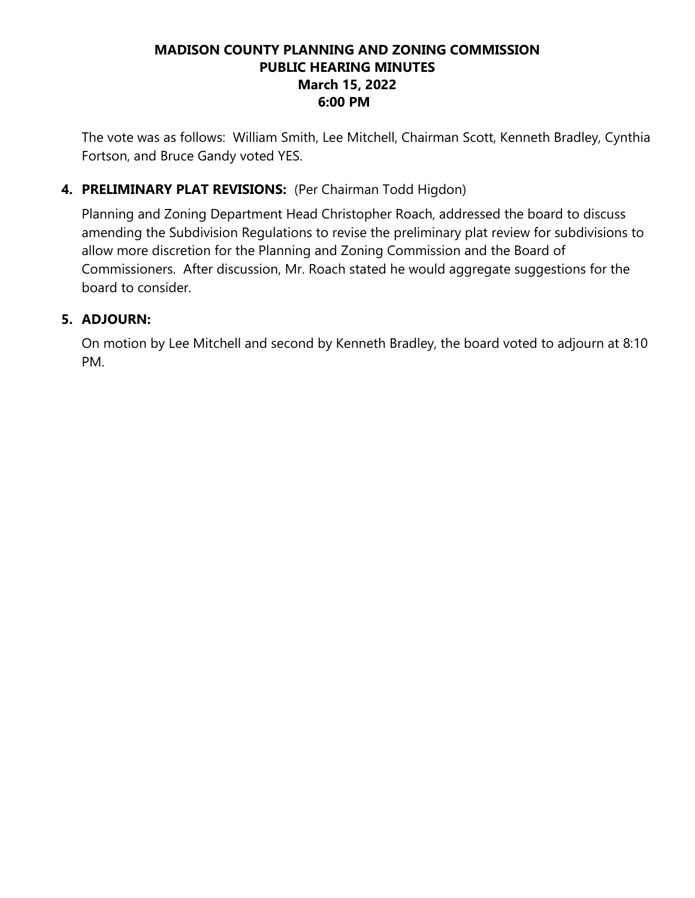**MADISON COUNTY PLANNING AND ZONING COMMISSION**
**PUBLIC HEARING MINUTES**
**March 15, 2022**
**6:00 PM**

The vote was as follows: William Smith, Lee Mitchell, Chairman Scott, Kenneth Bradley, Cynthia Fortson, and Bruce Gandy voted YES.

4. **PRELIMINARY PLAT REVISIONS:** (Per Chairman Todd Higdon)

   Planning and Zoning Department Head Christopher Roach, addressed the board to discuss amending the Subdivision Regulations to revise the preliminary plat review for subdivisions to allow more discretion for the Planning and Zoning Commission and the Board of Commissioners. After discussion, Mr. Roach stated he would aggregate suggestions for the board to consider.

5. **ADJOURN:**

   On motion by Lee Mitchell and second by Kenneth Bradley, the board voted to adjourn at 8:10 PM.